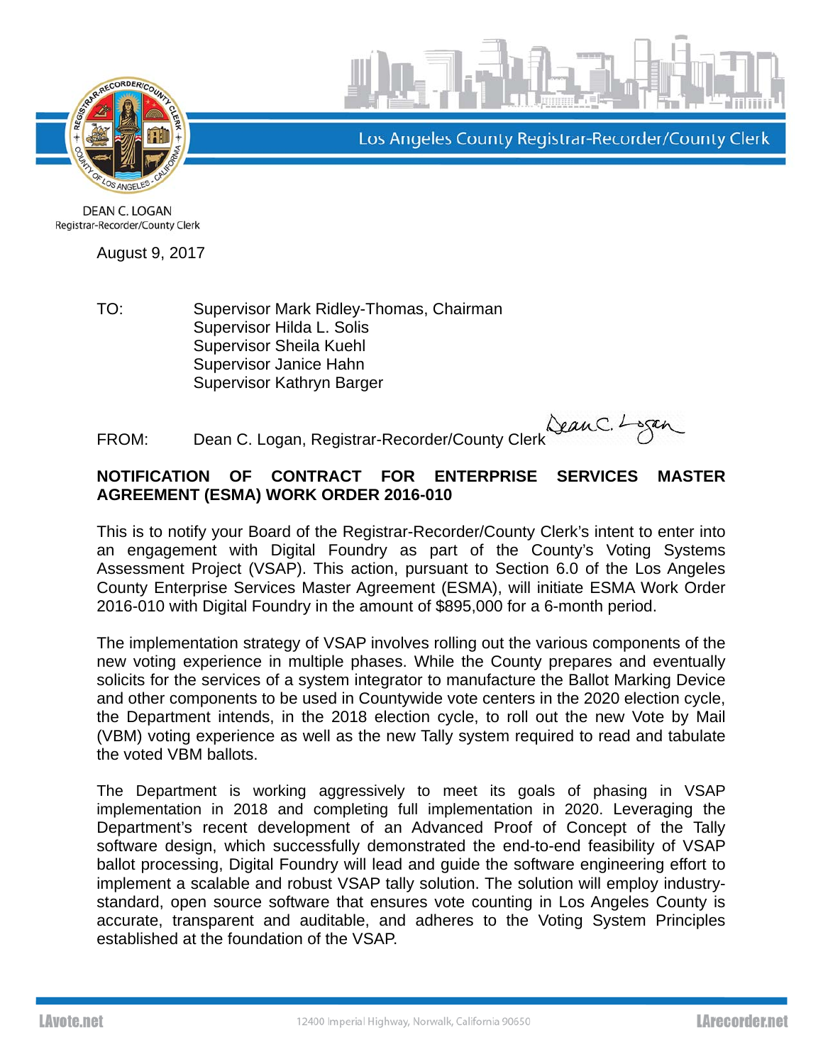Los Angeles County Registrar-Recorder/County Clerk

DEAN C. LOGAN
Registrar-Recorder/County Clerk

August 9, 2017

TO: Supervisor Mark Ridley-Thomas, Chairman
Supervisor Hilda L. Solis
Supervisor Sheila Kuehl
Supervisor Janice Hahn
Supervisor Kathryn Barger

FROM: Dean C. Logan, Registrar-Recorder/County Clerk

**NOTIFICATION OF CONTRACT FOR ENTERPRISE SERVICES MASTER AGREEMENT (ESMA) WORK ORDER 2016-010**

This is to notify your Board of the Registrar-Recorder/County Clerk's intent to enter into an engagement with Digital Foundry as part of the County's Voting Systems Assessment Project (VSAP). This action, pursuant to Section 6.0 of the Los Angeles County Enterprise Services Master Agreement (ESMA), will initiate ESMA Work Order 2016-010 with Digital Foundry in the amount of $895,000 for a 6-month period.

The implementation strategy of VSAP involves rolling out the various components of the new voting experience in multiple phases. While the County prepares and eventually solicits for the services of a system integrator to manufacture the Ballot Marking Device and other components to be used in Countywide vote centers in the 2020 election cycle, the Department intends, in the 2018 election cycle, to roll out the new Vote by Mail (VBM) voting experience as well as the new Tally system required to read and tabulate the voted VBM ballots.

The Department is working aggressively to meet its goals of phasing in VSAP implementation in 2018 and completing full implementation in 2020. Leveraging the Department's recent development of an Advanced Proof of Concept of the Tally software design, which successfully demonstrated the end-to-end feasibility of VSAP ballot processing, Digital Foundry will lead and guide the software engineering effort to implement a scalable and robust VSAP tally solution. The solution will employ industry-standard, open source software that ensures vote counting in Los Angeles County is accurate, transparent and auditable, and adheres to the Voting System Principles established at the foundation of the VSAP.

LAvote.net 12400 Imperial Highway, Norwalk, California 90650 LArecorder.net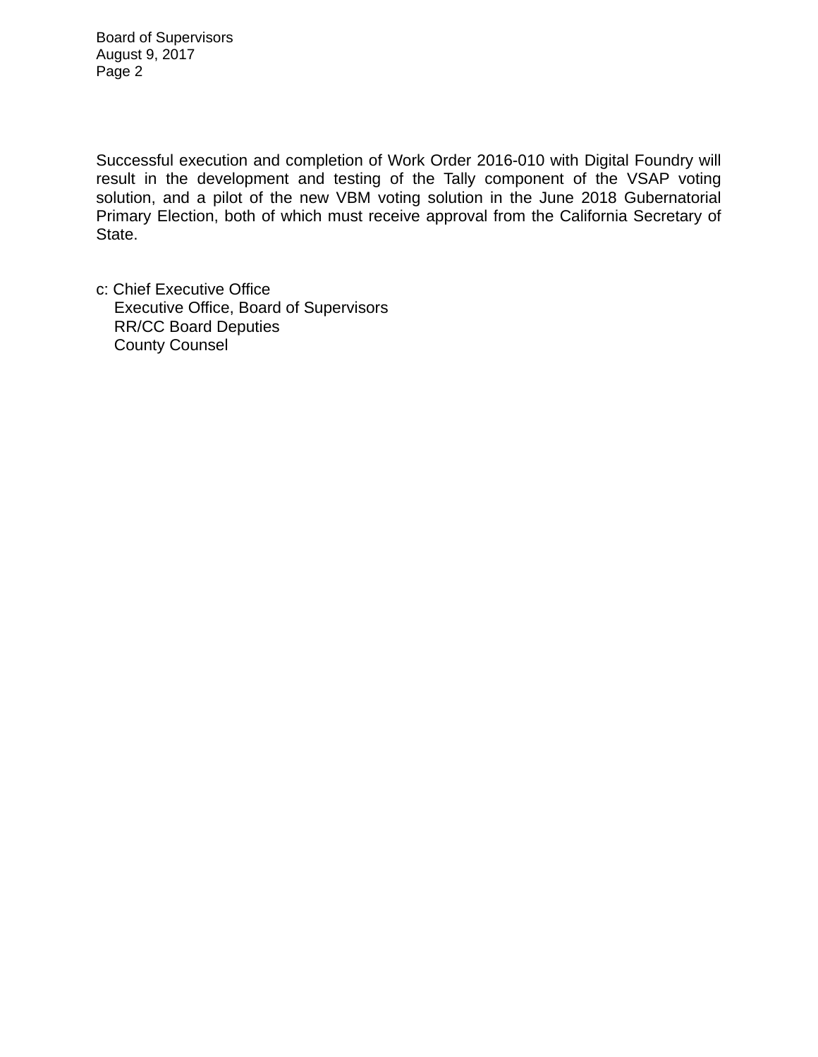Successful execution and completion of Work Order 2016-010 with Digital Foundry will result in the development and testing of the Tally component of the VSAP voting solution, and a pilot of the new VBM voting solution in the June 2018 Gubernatorial Primary Election, both of which must receive approval from the California Secretary of State.

c: Chief Executive Office
Executive Office, Board of Supervisors
RR/CC Board Deputies
County Counsel